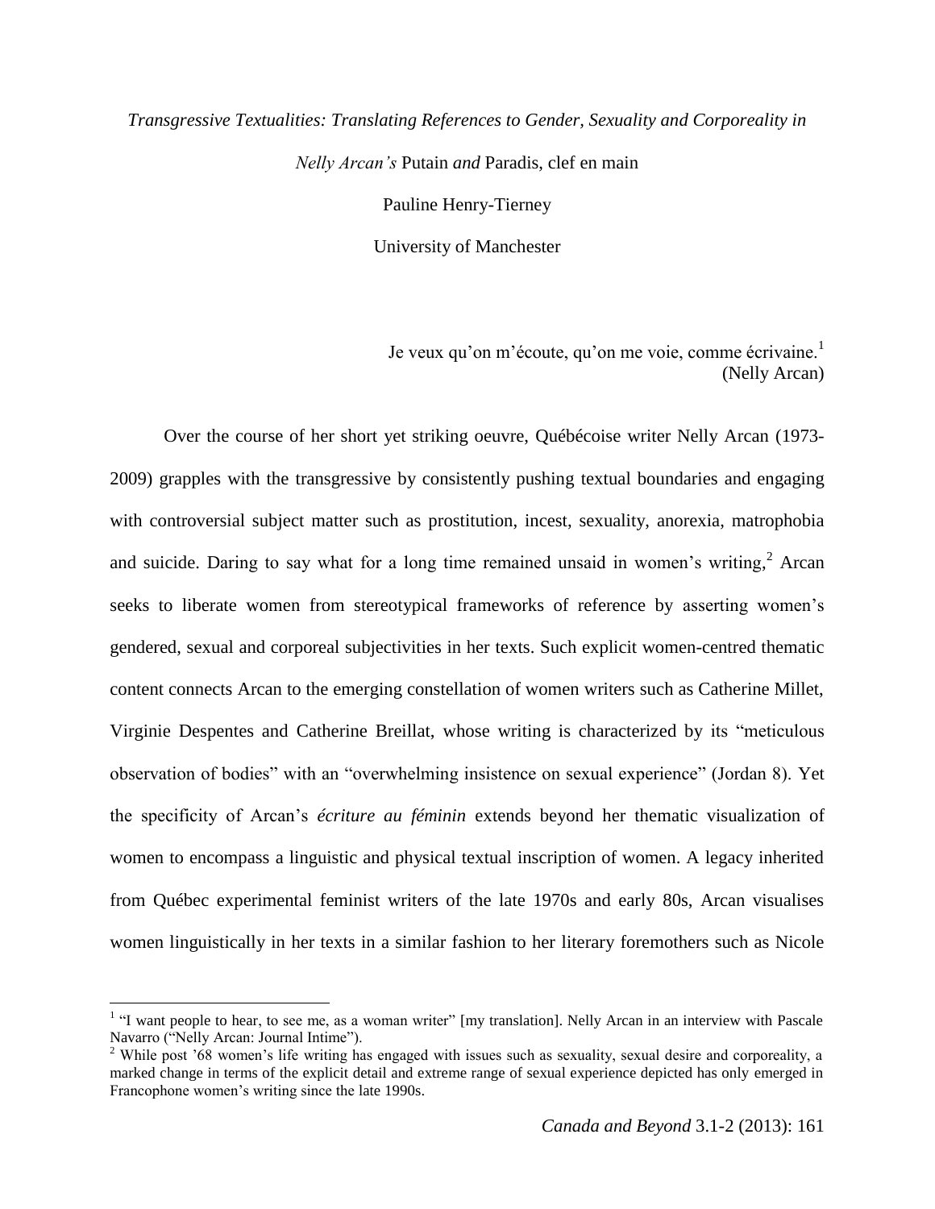# *Transgressive Textualities: Translating References to Gender, Sexuality and Corporeality in Nelly Arcan's* Putain *and* Paradis, clef en main

Pauline Henry-Tierney

University of Manchester

> Je veux qu'on m'écoute, qu'on me voie, comme écrivaine.[1]
> (Nelly Arcan)

Over the course of her short yet striking oeuvre, Québécoise writer Nelly Arcan (1973-2009) grapples with the transgressive by consistently pushing textual boundaries and engaging with controversial subject matter such as prostitution, incest, sexuality, anorexia, matrophobia and suicide. Daring to say what for a long time remained unsaid in women's writing,[2] Arcan seeks to liberate women from stereotypical frameworks of reference by asserting women's gendered, sexual and corporeal subjectivities in her texts. Such explicit women-centred thematic content connects Arcan to the emerging constellation of women writers such as Catherine Millet, Virginie Despentes and Catherine Breillat, whose writing is characterized by its "meticulous observation of bodies" with an "overwhelming insistence on sexual experience" (Jordan 8). Yet the specificity of Arcan's *écriture au féminin* extends beyond her thematic visualization of women to encompass a linguistic and physical textual inscription of women. A legacy inherited from Québec experimental feminist writers of the late 1970s and early 80s, Arcan visualises women linguistically in her texts in a similar fashion to her literary foremothers such as Nicole

---

[1] "I want people to hear, to see me, as a woman writer" [my translation]. Nelly Arcan in an interview with Pascale Navarro ("Nelly Arcan: Journal Intime").

[2] While post '68 women's life writing has engaged with issues such as sexuality, sexual desire and corporeality, a marked change in terms of the explicit detail and extreme range of sexual experience depicted has only emerged in Francophone women's writing since the late 1990s.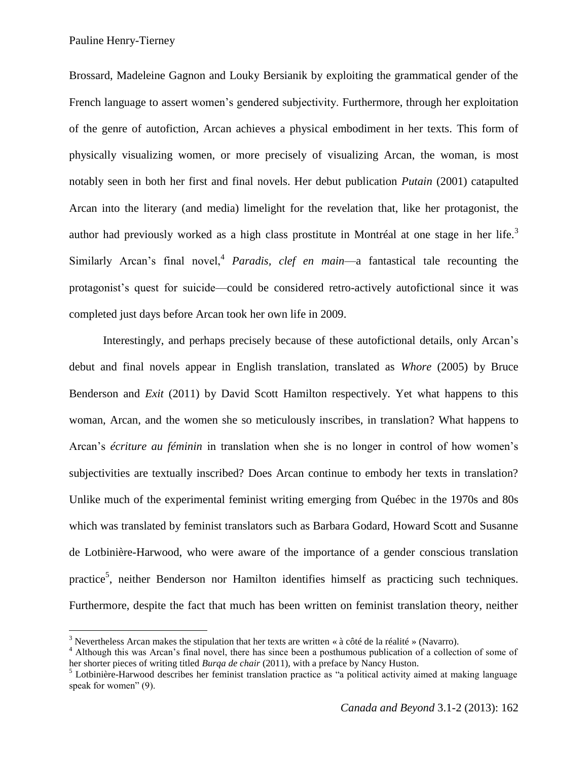Brossard, Madeleine Gagnon and Louky Bersianik by exploiting the grammatical gender of the French language to assert women's gendered subjectivity. Furthermore, through her exploitation of the genre of autofiction, Arcan achieves a physical embodiment in her texts. This form of physically visualizing women, or more precisely of visualizing Arcan, the woman, is most notably seen in both her first and final novels. Her debut publication *Putain* (2001) catapulted Arcan into the literary (and media) limelight for the revelation that, like her protagonist, the author had previously worked as a high class prostitute in Montréal at one stage in her life.[3] Similarly Arcan's final novel,[4] *Paradis, clef en main*—a fantastical tale recounting the protagonist's quest for suicide—could be considered retro-actively autofictional since it was completed just days before Arcan took her own life in 2009.

Interestingly, and perhaps precisely because of these autofictional details, only Arcan's debut and final novels appear in English translation, translated as *Whore* (2005) by Bruce Benderson and *Exit* (2011) by David Scott Hamilton respectively. Yet what happens to this woman, Arcan, and the women she so meticulously inscribes, in translation? What happens to Arcan's *écriture au féminin* in translation when she is no longer in control of how women's subjectivities are textually inscribed? Does Arcan continue to embody her texts in translation? Unlike much of the experimental feminist writing emerging from Québec in the 1970s and 80s which was translated by feminist translators such as Barbara Godard, Howard Scott and Susanne de Lotbinière-Harwood, who were aware of the importance of a gender conscious translation practice[5], neither Benderson nor Hamilton identifies himself as practicing such techniques. Furthermore, despite the fact that much has been written on feminist translation theory, neither

---

[3] Nevertheless Arcan makes the stipulation that her texts are written « à côté de la réalité » (Navarro).

[4] Although this was Arcan's final novel, there has since been a posthumous publication of a collection of some of her shorter pieces of writing titled *Burqa de chair* (2011), with a preface by Nancy Huston.

[5] Lotbinière-Harwood describes her feminist translation practice as "a political activity aimed at making language speak for women" (9).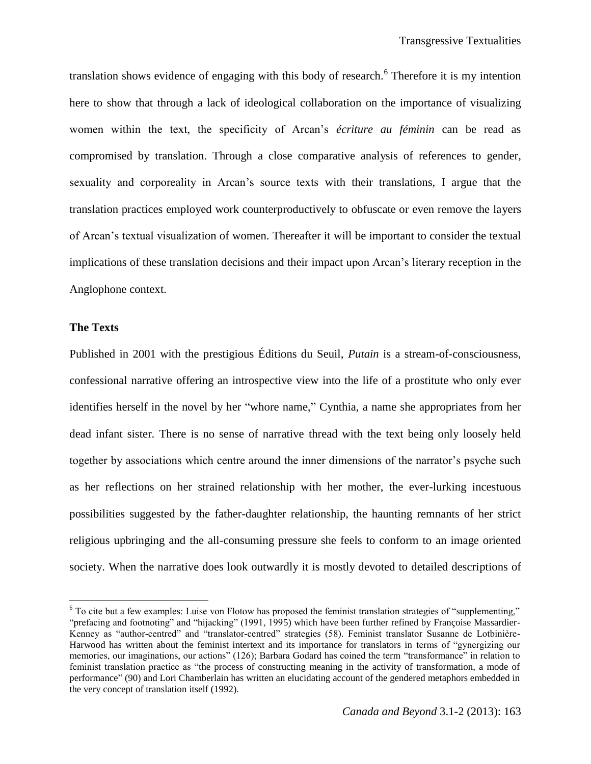translation shows evidence of engaging with this body of research.[6] Therefore it is my intention here to show that through a lack of ideological collaboration on the importance of visualizing women within the text, the specificity of Arcan's *écriture au féminin* can be read as compromised by translation. Through a close comparative analysis of references to gender, sexuality and corporeality in Arcan's source texts with their translations, I argue that the translation practices employed work counterproductively to obfuscate or even remove the layers of Arcan's textual visualization of women. Thereafter it will be important to consider the textual implications of these translation decisions and their impact upon Arcan's literary reception in the Anglophone context.

## The Texts

Published in 2001 with the prestigious Éditions du Seuil, *Putain* is a stream-of-consciousness, confessional narrative offering an introspective view into the life of a prostitute who only ever identifies herself in the novel by her "whore name," Cynthia, a name she appropriates from her dead infant sister. There is no sense of narrative thread with the text being only loosely held together by associations which centre around the inner dimensions of the narrator's psyche such as her reflections on her strained relationship with her mother, the ever-lurking incestuous possibilities suggested by the father-daughter relationship, the haunting remnants of her strict religious upbringing and the all-consuming pressure she feels to conform to an image oriented society. When the narrative does look outwardly it is mostly devoted to detailed descriptions of

[6] To cite but a few examples: Luise von Flotow has proposed the feminist translation strategies of "supplementing," "prefacing and footnoting" and "hijacking" (1991, 1995) which have been further refined by Françoise Massardier-Kenney as "author-centred" and "translator-centred" strategies (58). Feminist translator Susanne de Lotbinière-Harwood has written about the feminist intertext and its importance for translators in terms of "gynergizing our memories, our imaginations, our actions" (126); Barbara Godard has coined the term "transformance" in relation to feminist translation practice as "the process of constructing meaning in the activity of transformation, a mode of performance" (90) and Lori Chamberlain has written an elucidating account of the gendered metaphors embedded in the very concept of translation itself (1992).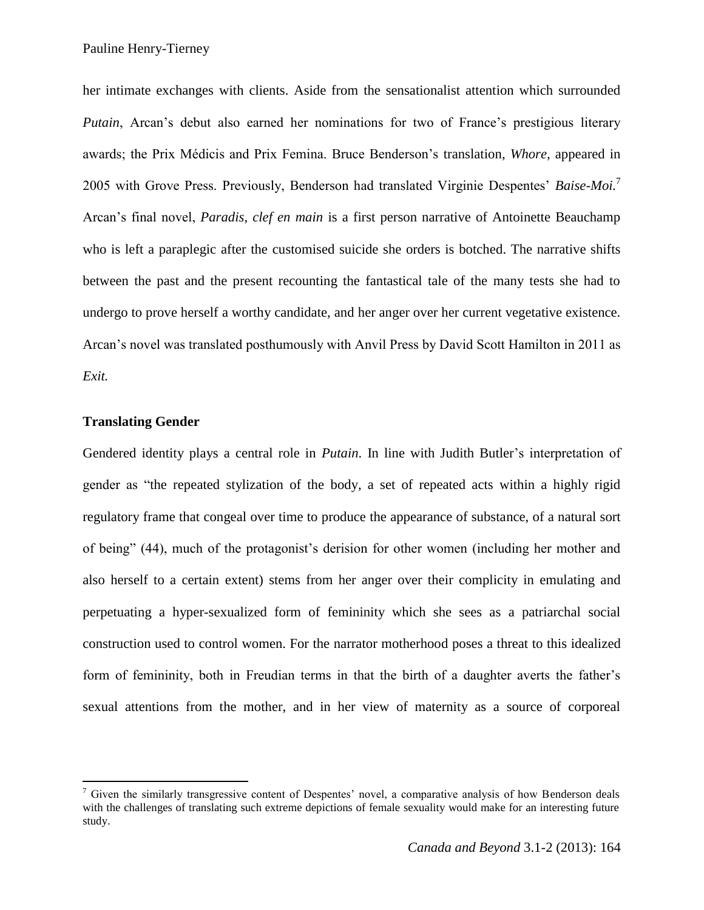her intimate exchanges with clients. Aside from the sensationalist attention which surrounded *Putain*, Arcan's debut also earned her nominations for two of France's prestigious literary awards; the Prix Médicis and Prix Femina. Bruce Benderson's translation, *Whore,* appeared in 2005 with Grove Press. Previously, Benderson had translated Virginie Despentes' *Baise-Moi.*[7] Arcan's final novel, *Paradis, clef en main* is a first person narrative of Antoinette Beauchamp who is left a paraplegic after the customised suicide she orders is botched. The narrative shifts between the past and the present recounting the fantastical tale of the many tests she had to undergo to prove herself a worthy candidate, and her anger over her current vegetative existence. Arcan's novel was translated posthumously with Anvil Press by David Scott Hamilton in 2011 as *Exit.*

## Translating Gender

Gendered identity plays a central role in *Putain.* In line with Judith Butler's interpretation of gender as "the repeated stylization of the body, a set of repeated acts within a highly rigid regulatory frame that congeal over time to produce the appearance of substance, of a natural sort of being" (44), much of the protagonist's derision for other women (including her mother and also herself to a certain extent) stems from her anger over their complicity in emulating and perpetuating a hyper-sexualized form of femininity which she sees as a patriarchal social construction used to control women. For the narrator motherhood poses a threat to this idealized form of femininity, both in Freudian terms in that the birth of a daughter averts the father's sexual attentions from the mother, and in her view of maternity as a source of corporeal

[7] Given the similarly transgressive content of Despentes' novel, a comparative analysis of how Benderson deals with the challenges of translating such extreme depictions of female sexuality would make for an interesting future study.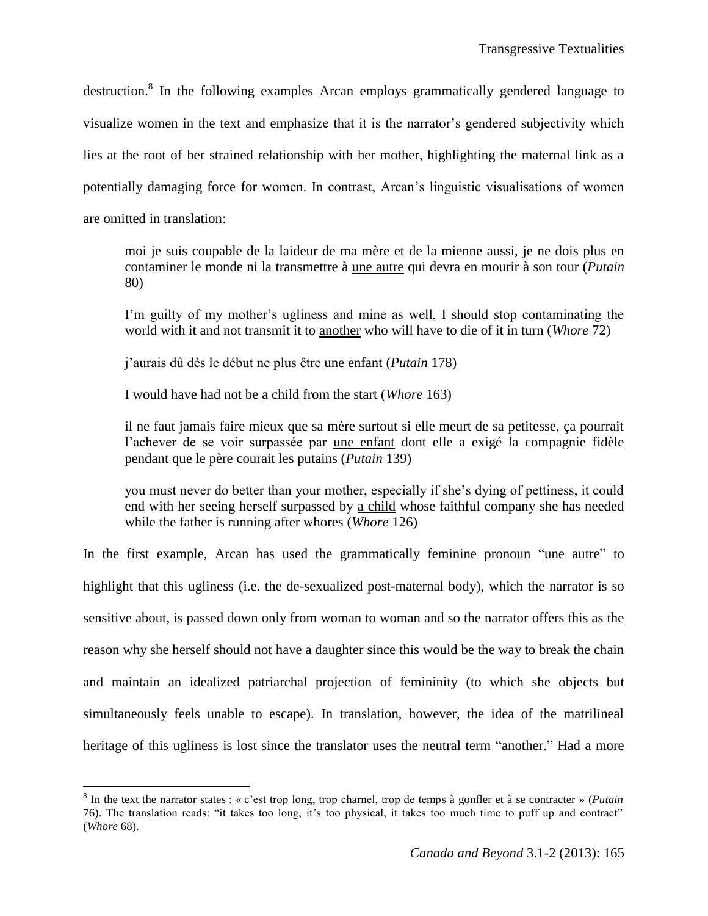destruction.[8] In the following examples Arcan employs grammatically gendered language to visualize women in the text and emphasize that it is the narrator's gendered subjectivity which lies at the root of her strained relationship with her mother, highlighting the maternal link as a potentially damaging force for women. In contrast, Arcan's linguistic visualisations of women are omitted in translation:

> moi je suis coupable de la laideur de ma mère et de la mienne aussi, je ne dois plus en contaminer le monde ni la transmettre à <u>une autre</u> qui devra en mourir à son tour (*Putain* 80)
>
> I'm guilty of my mother's ugliness and mine as well, I should stop contaminating the world with it and not transmit it to <u>another</u> who will have to die of it in turn (*Whore* 72)
>
> j'aurais dû dès le début ne plus être <u>une enfant</u> (*Putain* 178)
>
> I would have had not be <u>a child</u> from the start (*Whore* 163)
>
> il ne faut jamais faire mieux que sa mère surtout si elle meurt de sa petitesse, ça pourrait l'achever de se voir surpassée par <u>une enfant</u> dont elle a exigé la compagnie fidèle pendant que le père courait les putains (*Putain* 139)
>
> you must never do better than your mother, especially if she's dying of pettiness, it could end with her seeing herself surpassed by <u>a child</u> whose faithful company she has needed while the father is running after whores (*Whore* 126)

In the first example, Arcan has used the grammatically feminine pronoun "une autre" to highlight that this ugliness (i.e. the de-sexualized post-maternal body), which the narrator is so sensitive about, is passed down only from woman to woman and so the narrator offers this as the reason why she herself should not have a daughter since this would be the way to break the chain and maintain an idealized patriarchal projection of femininity (to which she objects but simultaneously feels unable to escape). In translation, however, the idea of the matrilineal heritage of this ugliness is lost since the translator uses the neutral term "another." Had a more

---

[8] In the text the narrator states : « c'est trop long, trop charnel, trop de temps à gonfler et à se contracter » (*Putain* 76). The translation reads: "it takes too long, it's too physical, it takes too much time to puff up and contract" (*Whore* 68).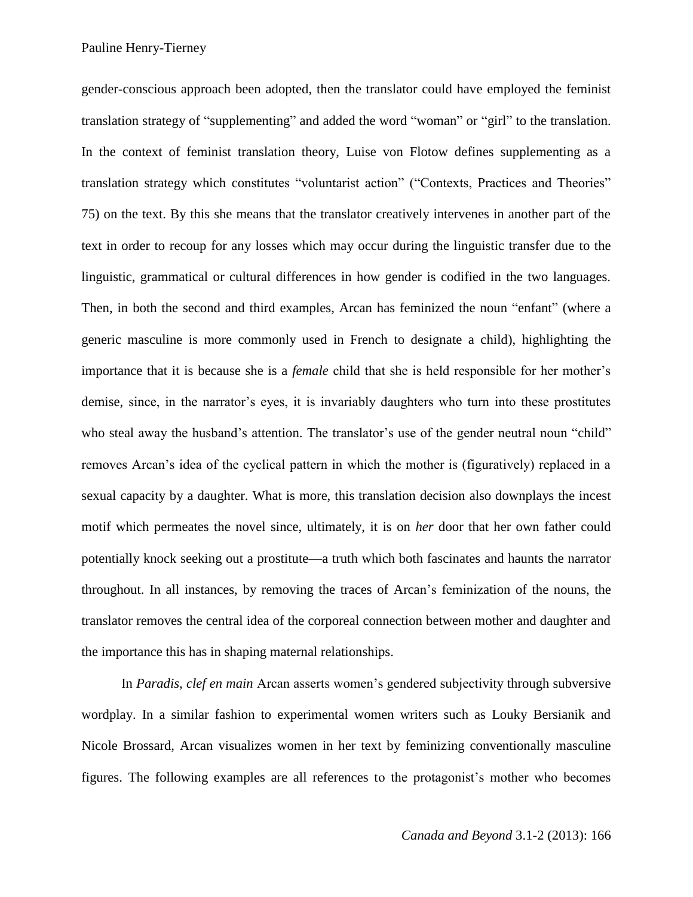gender-conscious approach been adopted, then the translator could have employed the feminist translation strategy of "supplementing" and added the word "woman" or "girl" to the translation. In the context of feminist translation theory, Luise von Flotow defines supplementing as a translation strategy which constitutes "voluntarist action" ("Contexts, Practices and Theories" 75) on the text. By this she means that the translator creatively intervenes in another part of the text in order to recoup for any losses which may occur during the linguistic transfer due to the linguistic, grammatical or cultural differences in how gender is codified in the two languages. Then, in both the second and third examples, Arcan has feminized the noun "enfant" (where a generic masculine is more commonly used in French to designate a child), highlighting the importance that it is because she is a *female* child that she is held responsible for her mother's demise, since, in the narrator's eyes, it is invariably daughters who turn into these prostitutes who steal away the husband's attention. The translator's use of the gender neutral noun "child" removes Arcan's idea of the cyclical pattern in which the mother is (figuratively) replaced in a sexual capacity by a daughter. What is more, this translation decision also downplays the incest motif which permeates the novel since, ultimately, it is on *her* door that her own father could potentially knock seeking out a prostitute—a truth which both fascinates and haunts the narrator throughout. In all instances, by removing the traces of Arcan's feminization of the nouns, the translator removes the central idea of the corporeal connection between mother and daughter and the importance this has in shaping maternal relationships.

In *Paradis, clef en main* Arcan asserts women's gendered subjectivity through subversive wordplay. In a similar fashion to experimental women writers such as Louky Bersianik and Nicole Brossard, Arcan visualizes women in her text by feminizing conventionally masculine figures. The following examples are all references to the protagonist's mother who becomes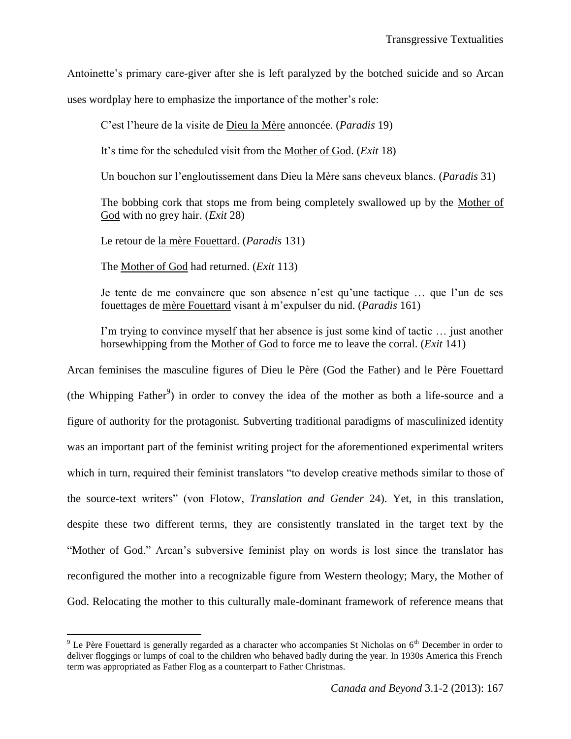Antoinette's primary care-giver after she is left paralyzed by the botched suicide and so Arcan uses wordplay here to emphasize the importance of the mother's role:

> C'est l'heure de la visite de <u>Dieu la Mère</u> annoncée. (*Paradis* 19)
>
> It's time for the scheduled visit from the <u>Mother of God</u>. (*Exit* 18)
>
> Un bouchon sur l'engloutissement dans Dieu la Mère sans cheveux blancs. (*Paradis* 31)
>
> The bobbing cork that stops me from being completely swallowed up by the <u>Mother of God</u> with no grey hair. (*Exit* 28)
>
> Le retour de <u>la mère Fouettard.</u> (*Paradis* 131)
>
> The <u>Mother of God</u> had returned. (*Exit* 113)
>
> Je tente de me convaincre que son absence n'est qu'une tactique … que l'un de ses fouettages de <u>mère Fouettard</u> visant à m'expulser du nid. (*Paradis* 161)
>
> I'm trying to convince myself that her absence is just some kind of tactic … just another horsewhipping from the <u>Mother of God</u> to force me to leave the corral. (*Exit* 141)

Arcan feminises the masculine figures of Dieu le Père (God the Father) and le Père Fouettard (the Whipping Father[9]) in order to convey the idea of the mother as both a life-source and a figure of authority for the protagonist. Subverting traditional paradigms of masculinized identity was an important part of the feminist writing project for the aforementioned experimental writers which in turn, required their feminist translators "to develop creative methods similar to those of the source-text writers" (von Flotow, *Translation and Gender* 24). Yet, in this translation, despite these two different terms, they are consistently translated in the target text by the "Mother of God." Arcan's subversive feminist play on words is lost since the translator has reconfigured the mother into a recognizable figure from Western theology; Mary, the Mother of God. Relocating the mother to this culturally male-dominant framework of reference means that

---

[9] Le Père Fouettard is generally regarded as a character who accompanies St Nicholas on 6th December in order to deliver floggings or lumps of coal to the children who behaved badly during the year. In 1930s America this French term was appropriated as Father Flog as a counterpart to Father Christmas.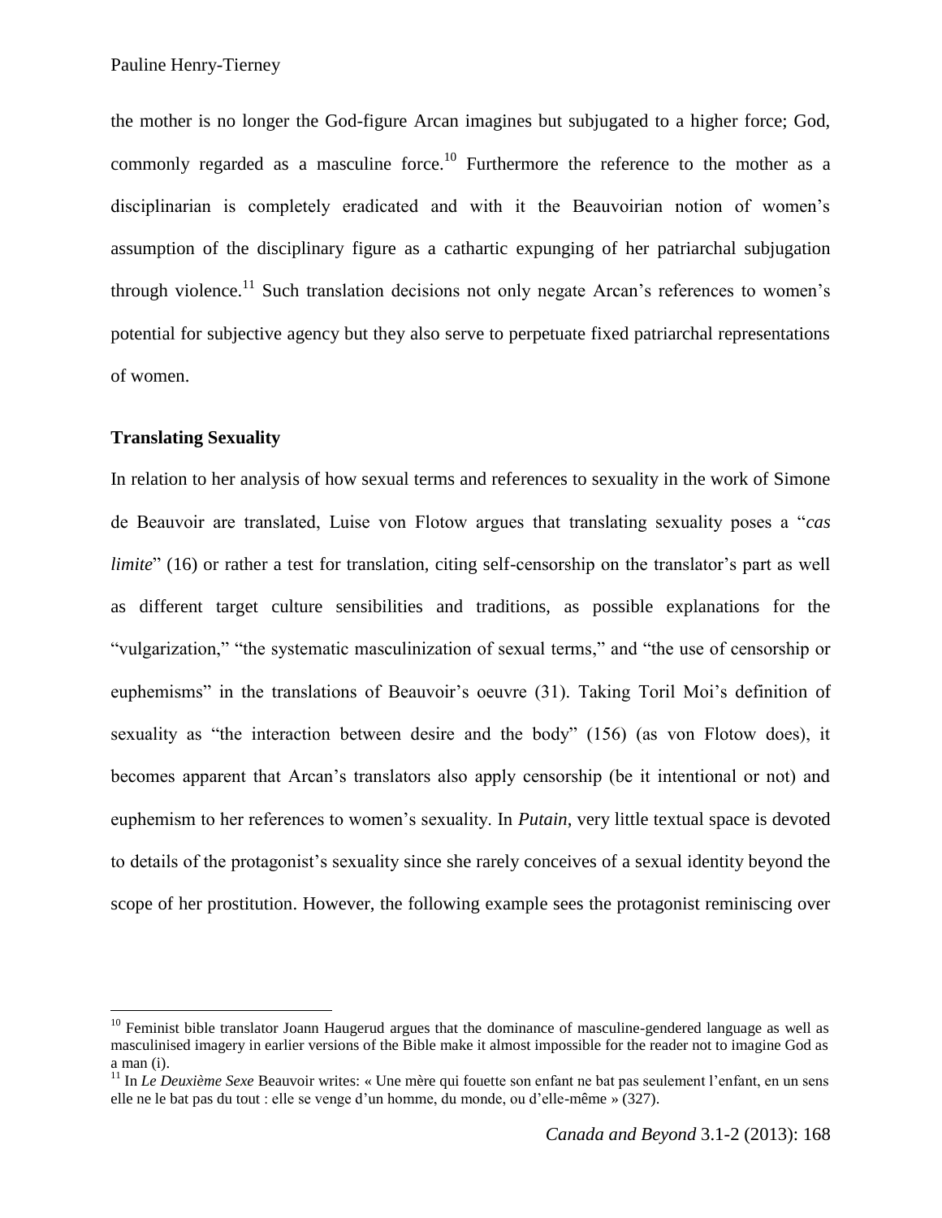the mother is no longer the God-figure Arcan imagines but subjugated to a higher force; God, commonly regarded as a masculine force.[10] Furthermore the reference to the mother as a disciplinarian is completely eradicated and with it the Beauvoirian notion of women's assumption of the disciplinary figure as a cathartic expunging of her patriarchal subjugation through violence.[11] Such translation decisions not only negate Arcan's references to women's potential for subjective agency but they also serve to perpetuate fixed patriarchal representations of women.

## Translating Sexuality

In relation to her analysis of how sexual terms and references to sexuality in the work of Simone de Beauvoir are translated, Luise von Flotow argues that translating sexuality poses a "*cas limite*" (16) or rather a test for translation, citing self-censorship on the translator's part as well as different target culture sensibilities and traditions, as possible explanations for the "vulgarization," "the systematic masculinization of sexual terms," and "the use of censorship or euphemisms" in the translations of Beauvoir's oeuvre (31). Taking Toril Moi's definition of sexuality as "the interaction between desire and the body" (156) (as von Flotow does), it becomes apparent that Arcan's translators also apply censorship (be it intentional or not) and euphemism to her references to women's sexuality. In *Putain*, very little textual space is devoted to details of the protagonist's sexuality since she rarely conceives of a sexual identity beyond the scope of her prostitution. However, the following example sees the protagonist reminiscing over

---

[10] Feminist bible translator Joann Haugerud argues that the dominance of masculine-gendered language as well as masculinised imagery in earlier versions of the Bible make it almost impossible for the reader not to imagine God as a man (i).

[11] In *Le Deuxième Sexe* Beauvoir writes: « Une mère qui fouette son enfant ne bat pas seulement l'enfant, en un sens elle ne le bat pas du tout : elle se venge d'un homme, du monde, ou d'elle-même » (327).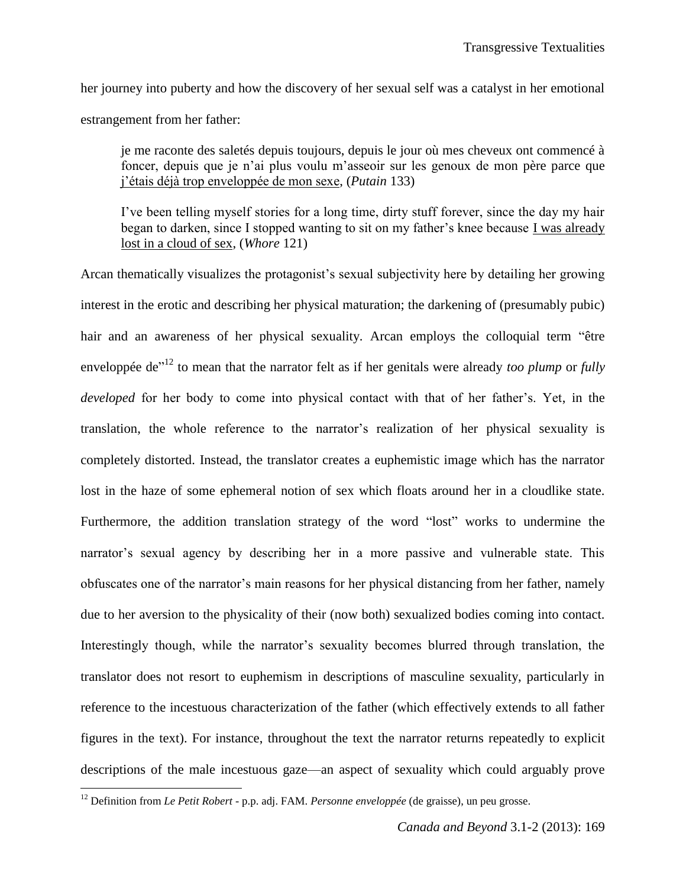her journey into puberty and how the discovery of her sexual self was a catalyst in her emotional estrangement from her father:

> je me raconte des saletés depuis toujours, depuis le jour où mes cheveux ont commencé à foncer, depuis que je n'ai plus voulu m'asseoir sur les genoux de mon père parce que <u>j'étais déjà trop enveloppée de mon sexe</u>, (*Putain* 133)

> I've been telling myself stories for a long time, dirty stuff forever, since the day my hair began to darken, since I stopped wanting to sit on my father's knee because <u>I was already lost in a cloud of sex</u>, (*Whore* 121)

Arcan thematically visualizes the protagonist's sexual subjectivity here by detailing her growing interest in the erotic and describing her physical maturation; the darkening of (presumably pubic) hair and an awareness of her physical sexuality. Arcan employs the colloquial term "être enveloppée de"[12] to mean that the narrator felt as if her genitals were already *too plump* or *fully developed* for her body to come into physical contact with that of her father's. Yet, in the translation, the whole reference to the narrator's realization of her physical sexuality is completely distorted. Instead, the translator creates a euphemistic image which has the narrator lost in the haze of some ephemeral notion of sex which floats around her in a cloudlike state. Furthermore, the addition translation strategy of the word "lost" works to undermine the narrator's sexual agency by describing her in a more passive and vulnerable state. This obfuscates one of the narrator's main reasons for her physical distancing from her father, namely due to her aversion to the physicality of their (now both) sexualized bodies coming into contact. Interestingly though, while the narrator's sexuality becomes blurred through translation, the translator does not resort to euphemism in descriptions of masculine sexuality, particularly in reference to the incestuous characterization of the father (which effectively extends to all father figures in the text). For instance, throughout the text the narrator returns repeatedly to explicit descriptions of the male incestuous gaze—an aspect of sexuality which could arguably prove

[12] Definition from *Le Petit Robert* - p.p. adj. FAM. *Personne enveloppée* (de graisse), un peu grosse.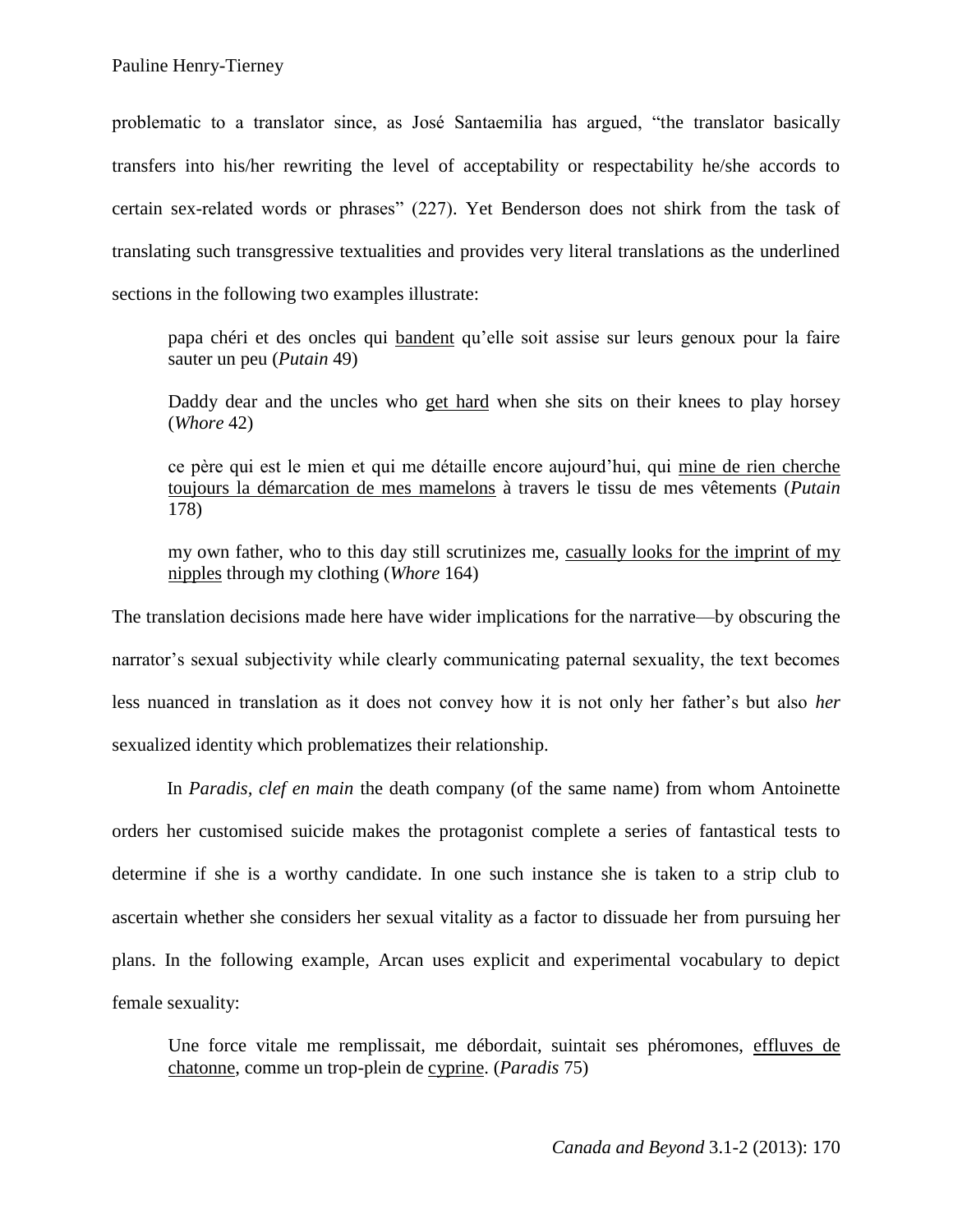problematic to a translator since, as José Santaemilia has argued, "the translator basically transfers into his/her rewriting the level of acceptability or respectability he/she accords to certain sex-related words or phrases" (227). Yet Benderson does not shirk from the task of translating such transgressive textualities and provides very literal translations as the underlined sections in the following two examples illustrate:

> papa chéri et des oncles qui <u>bandent</u> qu'elle soit assise sur leurs genoux pour la faire sauter un peu (*Putain* 49)
>
> Daddy dear and the uncles who <u>get hard</u> when she sits on their knees to play horsey (*Whore* 42)
>
> ce père qui est le mien et qui me détaille encore aujourd'hui, qui <u>mine de rien cherche toujours la démarcation de mes mamelons</u> à travers le tissu de mes vêtements (*Putain* 178)
>
> my own father, who to this day still scrutinizes me, <u>casually looks for the imprint of my nipples</u> through my clothing (*Whore* 164)

The translation decisions made here have wider implications for the narrative—by obscuring the narrator's sexual subjectivity while clearly communicating paternal sexuality, the text becomes less nuanced in translation as it does not convey how it is not only her father's but also *her* sexualized identity which problematizes their relationship.

In *Paradis, clef en main* the death company (of the same name) from whom Antoinette orders her customised suicide makes the protagonist complete a series of fantastical tests to determine if she is a worthy candidate. In one such instance she is taken to a strip club to ascertain whether she considers her sexual vitality as a factor to dissuade her from pursuing her plans. In the following example, Arcan uses explicit and experimental vocabulary to depict female sexuality:

> Une force vitale me remplissait, me débordait, suintait ses phéromones, <u>effluves de chatonne</u>, comme un trop-plein de <u>cyprine</u>. (*Paradis* 75)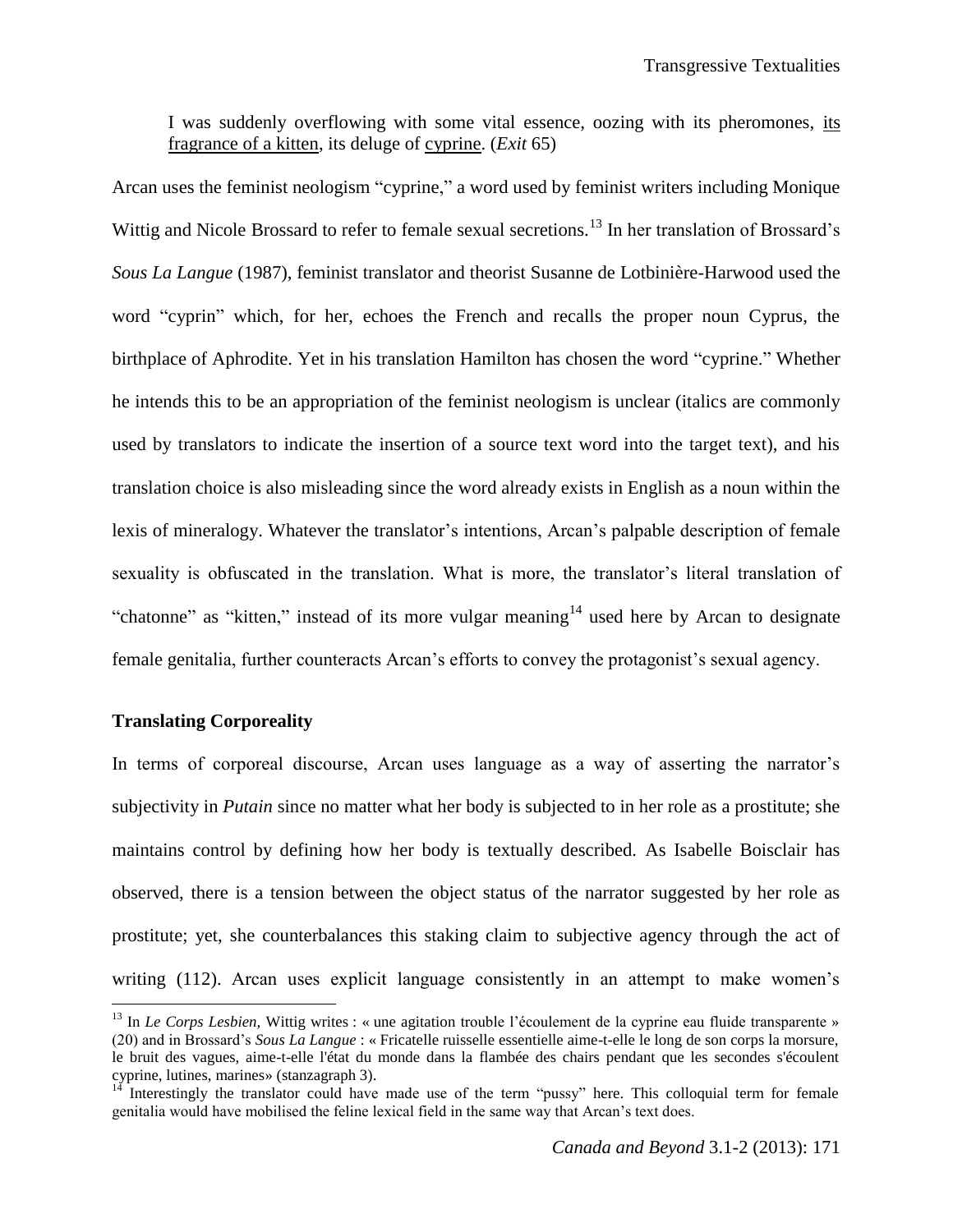> I was suddenly overflowing with some vital essence, oozing with its pheromones, <u>its fragrance of a kitten</u>, its deluge of <u>cyprine</u>. (*Exit* 65)

Arcan uses the feminist neologism "cyprine," a word used by feminist writers including Monique Wittig and Nicole Brossard to refer to female sexual secretions.[13] In her translation of Brossard's *Sous La Langue* (1987), feminist translator and theorist Susanne de Lotbinière-Harwood used the word "cyprin" which, for her, echoes the French and recalls the proper noun Cyprus, the birthplace of Aphrodite. Yet in his translation Hamilton has chosen the word "cyprine." Whether he intends this to be an appropriation of the feminist neologism is unclear (italics are commonly used by translators to indicate the insertion of a source text word into the target text), and his translation choice is also misleading since the word already exists in English as a noun within the lexis of mineralogy. Whatever the translator's intentions, Arcan's palpable description of female sexuality is obfuscated in the translation. What is more, the translator's literal translation of "chatonne" as "kitten," instead of its more vulgar meaning[14] used here by Arcan to designate female genitalia, further counteracts Arcan's efforts to convey the protagonist's sexual agency.

## Translating Corporeality

In terms of corporeal discourse, Arcan uses language as a way of asserting the narrator's subjectivity in *Putain* since no matter what her body is subjected to in her role as a prostitute; she maintains control by defining how her body is textually described. As Isabelle Boisclair has observed, there is a tension between the object status of the narrator suggested by her role as prostitute; yet, she counterbalances this staking claim to subjective agency through the act of writing (112). Arcan uses explicit language consistently in an attempt to make women's

---

[13] In *Le Corps Lesbien,* Wittig writes : « une agitation trouble l'écoulement de la cyprine eau fluide transparente » (20) and in Brossard's *Sous La Langue* : « Fricatelle ruisselle essentielle aime-t-elle le long de son corps la morsure, le bruit des vagues, aime-t-elle l'état du monde dans la flambée des chairs pendant que les secondes s'écoulent cyprine, lutines, marines» (stanzagraph 3).

[14] Interestingly the translator could have made use of the term "pussy" here. This colloquial term for female genitalia would have mobilised the feline lexical field in the same way that Arcan's text does.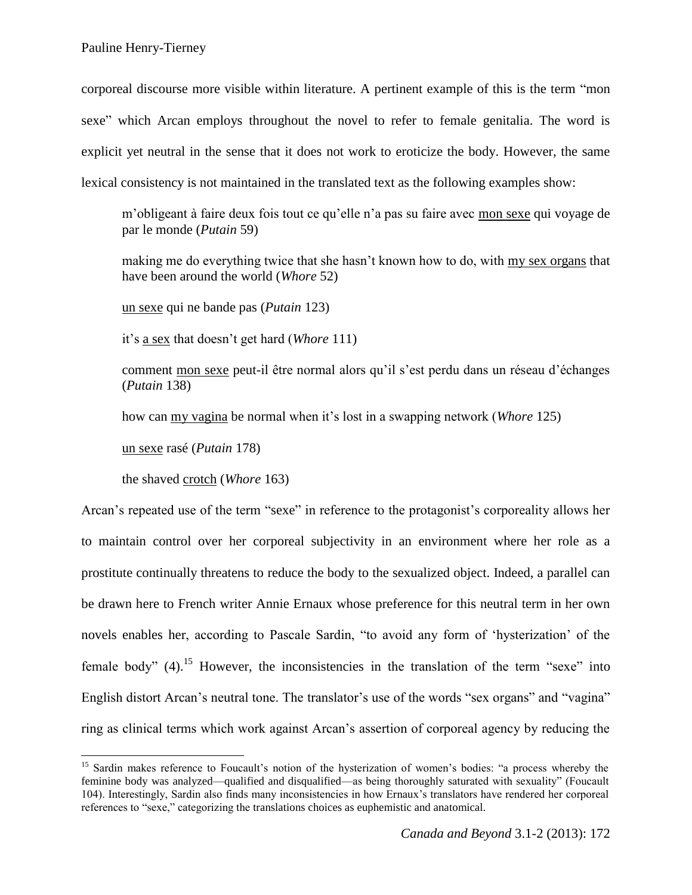corporeal discourse more visible within literature. A pertinent example of this is the term “mon sexe” which Arcan employs throughout the novel to refer to female genitalia. The word is explicit yet neutral in the sense that it does not work to eroticize the body. However, the same lexical consistency is not maintained in the translated text as the following examples show:

> m’obligeant à faire deux fois tout ce qu’elle n’a pas su faire avec <u>mon sexe</u> qui voyage de par le monde (*Putain* 59)
>
> making me do everything twice that she hasn’t known how to do, with <u>my sex organs</u> that have been around the world (*Whore* 52)
>
> <u>un sexe</u> qui ne bande pas (*Putain* 123)
>
> it’s <u>a sex</u> that doesn’t get hard (*Whore* 111)
>
> comment <u>mon sexe</u> peut-il être normal alors qu’il s’est perdu dans un réseau d’échanges (*Putain* 138)
>
> how can <u>my vagina</u> be normal when it’s lost in a swapping network (*Whore* 125)
>
> <u>un sexe</u> rasé (*Putain* 178)
>
> the shaved <u>crotch</u> (*Whore* 163)

Arcan’s repeated use of the term “sexe” in reference to the protagonist’s corporeality allows her to maintain control over her corporeal subjectivity in an environment where her role as a prostitute continually threatens to reduce the body to the sexualized object. Indeed, a parallel can be drawn here to French writer Annie Ernaux whose preference for this neutral term in her own novels enables her, according to Pascale Sardin, “to avoid any form of ‘hysterization’ of the female body” (4).[15] However, the inconsistencies in the translation of the term “sexe” into English distort Arcan’s neutral tone. The translator’s use of the words “sex organs” and “vagina” ring as clinical terms which work against Arcan’s assertion of corporeal agency by reducing the

[15] Sardin makes reference to Foucault’s notion of the hysterization of women’s bodies: “a process whereby the feminine body was analyzed—qualified and disqualified—as being thoroughly saturated with sexuality” (Foucault 104). Interestingly, Sardin also finds many inconsistencies in how Ernaux’s translators have rendered her corporeal references to “sexe,” categorizing the translations choices as euphemistic and anatomical.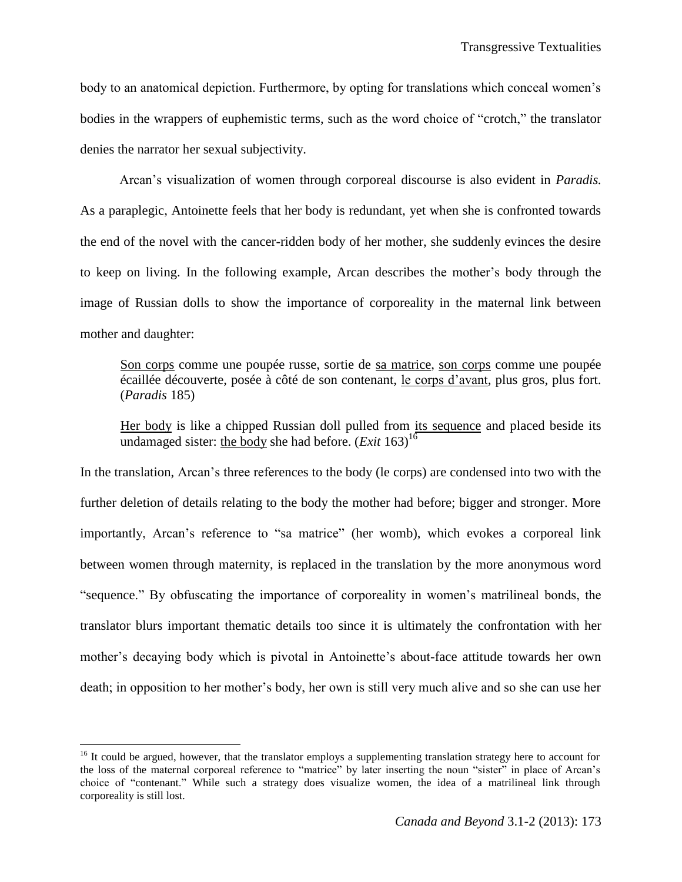body to an anatomical depiction. Furthermore, by opting for translations which conceal women's bodies in the wrappers of euphemistic terms, such as the word choice of "crotch," the translator denies the narrator her sexual subjectivity.

Arcan's visualization of women through corporeal discourse is also evident in *Paradis.* As a paraplegic, Antoinette feels that her body is redundant, yet when she is confronted towards the end of the novel with the cancer-ridden body of her mother, she suddenly evinces the desire to keep on living. In the following example, Arcan describes the mother's body through the image of Russian dolls to show the importance of corporeality in the maternal link between mother and daughter:

> <u>Son corps</u> comme une poupée russe, sortie de <u>sa matrice</u>, <u>son corps</u> comme une poupée écaillée découverte, posée à côté de son contenant, <u>le corps d'avant</u>, plus gros, plus fort. (*Paradis* 185)

> <u>Her body</u> is like a chipped Russian doll pulled from <u>its sequence</u> and placed beside its undamaged sister: <u>the body</u> she had before. (*Exit* 163)[16]

In the translation, Arcan's three references to the body (le corps) are condensed into two with the further deletion of details relating to the body the mother had before; bigger and stronger. More importantly, Arcan's reference to "sa matrice" (her womb), which evokes a corporeal link between women through maternity, is replaced in the translation by the more anonymous word "sequence." By obfuscating the importance of corporeality in women's matrilineal bonds, the translator blurs important thematic details too since it is ultimately the confrontation with her mother's decaying body which is pivotal in Antoinette's about-face attitude towards her own death; in opposition to her mother's body, her own is still very much alive and so she can use her

[16] It could be argued, however, that the translator employs a supplementing translation strategy here to account for the loss of the maternal corporeal reference to "matrice" by later inserting the noun "sister" in place of Arcan's choice of "contenant." While such a strategy does visualize women, the idea of a matrilineal link through corporeality is still lost.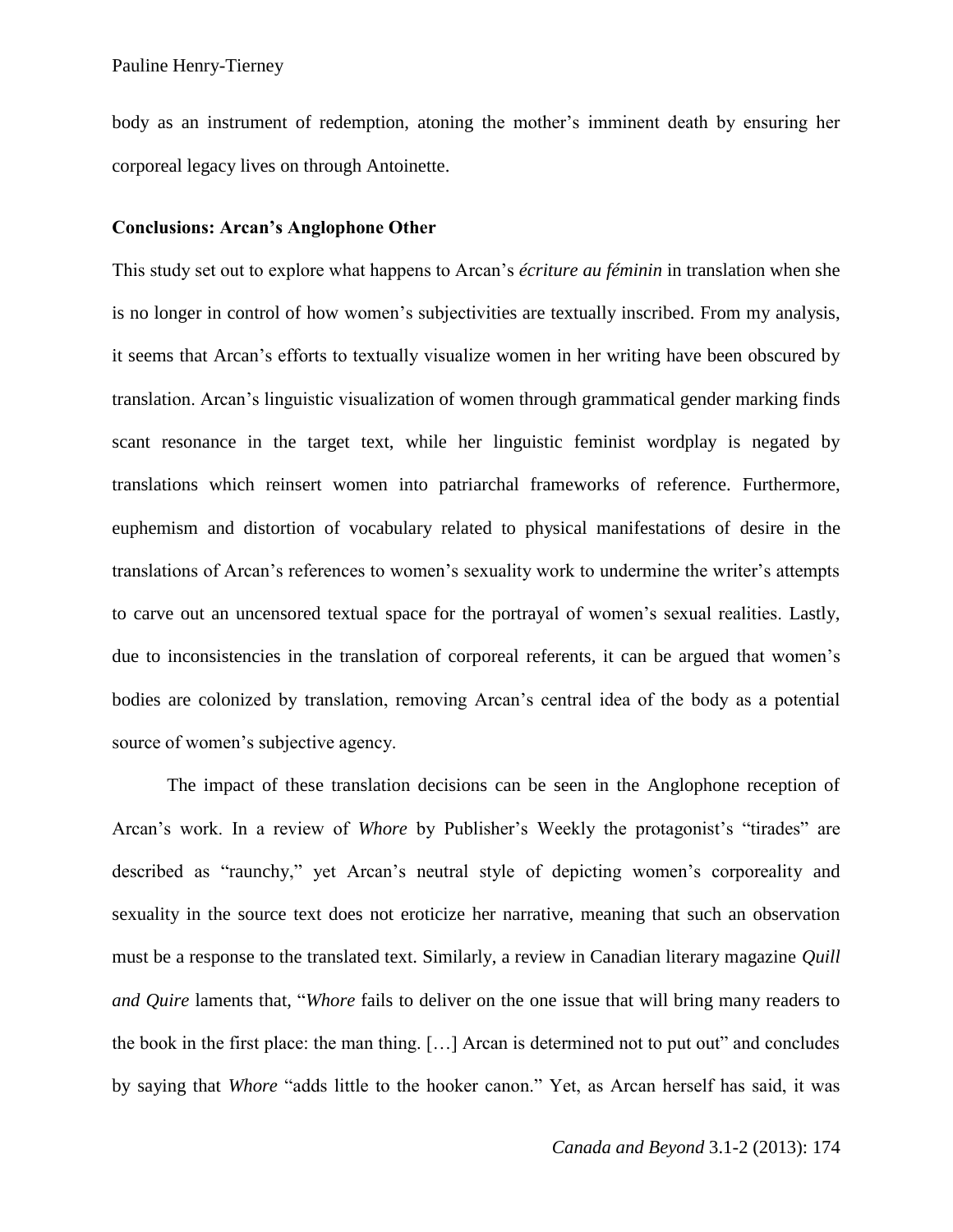body as an instrument of redemption, atoning the mother's imminent death by ensuring her corporeal legacy lives on through Antoinette.

### Conclusions: Arcan's Anglophone Other

This study set out to explore what happens to Arcan's *écriture au féminin* in translation when she is no longer in control of how women's subjectivities are textually inscribed. From my analysis, it seems that Arcan's efforts to textually visualize women in her writing have been obscured by translation. Arcan's linguistic visualization of women through grammatical gender marking finds scant resonance in the target text, while her linguistic feminist wordplay is negated by translations which reinsert women into patriarchal frameworks of reference. Furthermore, euphemism and distortion of vocabulary related to physical manifestations of desire in the translations of Arcan's references to women's sexuality work to undermine the writer's attempts to carve out an uncensored textual space for the portrayal of women's sexual realities. Lastly, due to inconsistencies in the translation of corporeal referents, it can be argued that women's bodies are colonized by translation, removing Arcan's central idea of the body as a potential source of women's subjective agency.

The impact of these translation decisions can be seen in the Anglophone reception of Arcan's work. In a review of *Whore* by Publisher's Weekly the protagonist's "tirades" are described as "raunchy," yet Arcan's neutral style of depicting women's corporeality and sexuality in the source text does not eroticize her narrative, meaning that such an observation must be a response to the translated text. Similarly, a review in Canadian literary magazine *Quill and Quire* laments that, "*Whore* fails to deliver on the one issue that will bring many readers to the book in the first place: the man thing. […] Arcan is determined not to put out" and concludes by saying that *Whore* "adds little to the hooker canon." Yet, as Arcan herself has said, it was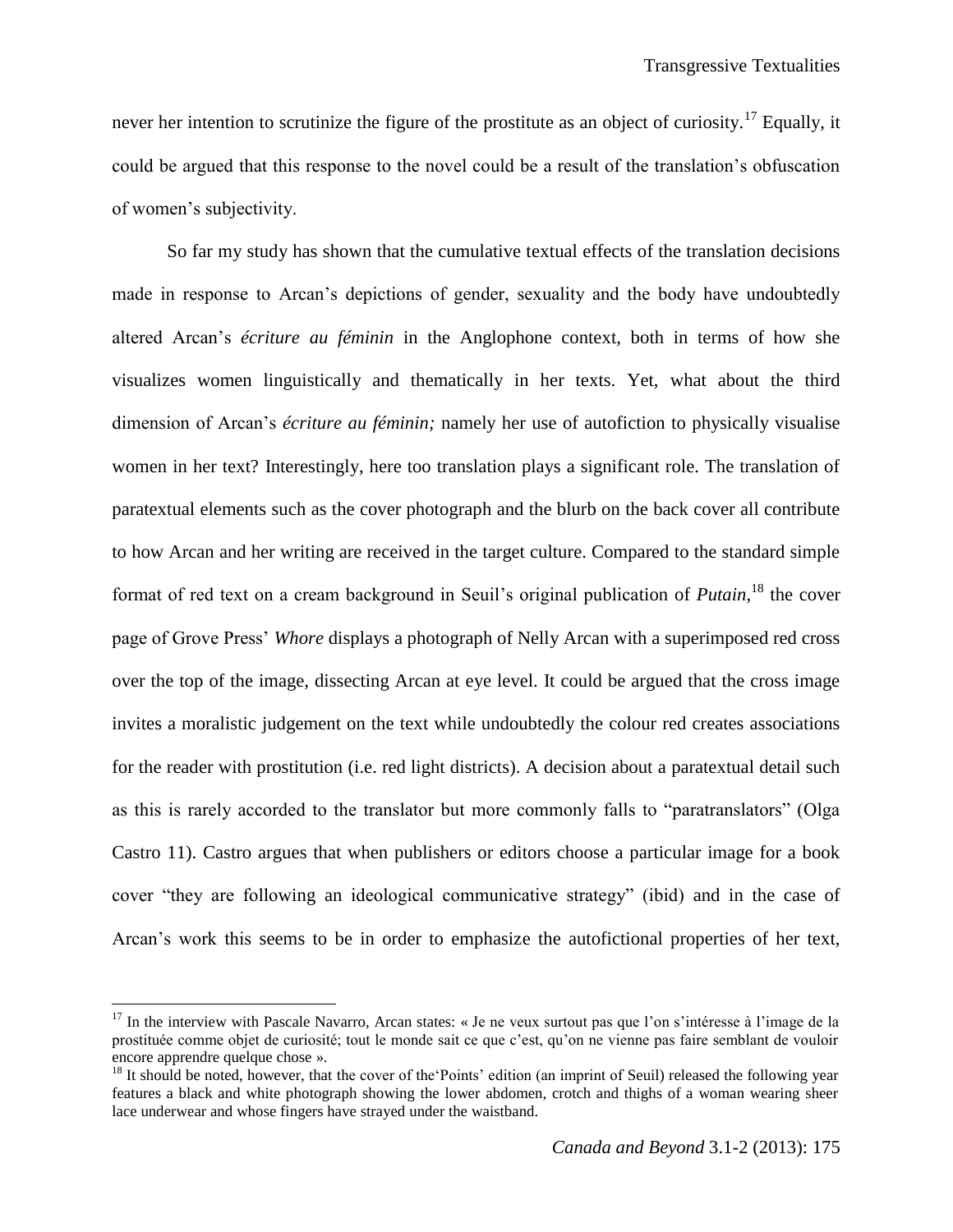never her intention to scrutinize the figure of the prostitute as an object of curiosity.[17] Equally, it could be argued that this response to the novel could be a result of the translation's obfuscation of women's subjectivity.

So far my study has shown that the cumulative textual effects of the translation decisions made in response to Arcan's depictions of gender, sexuality and the body have undoubtedly altered Arcan's *écriture au féminin* in the Anglophone context, both in terms of how she visualizes women linguistically and thematically in her texts. Yet, what about the third dimension of Arcan's *écriture au féminin;* namely her use of autofiction to physically visualise women in her text? Interestingly, here too translation plays a significant role. The translation of paratextual elements such as the cover photograph and the blurb on the back cover all contribute to how Arcan and her writing are received in the target culture. Compared to the standard simple format of red text on a cream background in Seuil's original publication of *Putain*,[18] the cover page of Grove Press' *Whore* displays a photograph of Nelly Arcan with a superimposed red cross over the top of the image, dissecting Arcan at eye level. It could be argued that the cross image invites a moralistic judgement on the text while undoubtedly the colour red creates associations for the reader with prostitution (i.e. red light districts). A decision about a paratextual detail such as this is rarely accorded to the translator but more commonly falls to "paratranslators" (Olga Castro 11). Castro argues that when publishers or editors choose a particular image for a book cover "they are following an ideological communicative strategy" (ibid) and in the case of Arcan's work this seems to be in order to emphasize the autofictional properties of her text,

---

[17] In the interview with Pascale Navarro, Arcan states: « Je ne veux surtout pas que l'on s'intéresse à l'image de la prostituée comme objet de curiosité; tout le monde sait ce que c'est, qu'on ne vienne pas faire semblant de vouloir encore apprendre quelque chose ».

[18] It should be noted, however, that the cover of the'Points' edition (an imprint of Seuil) released the following year features a black and white photograph showing the lower abdomen, crotch and thighs of a woman wearing sheer lace underwear and whose fingers have strayed under the waistband.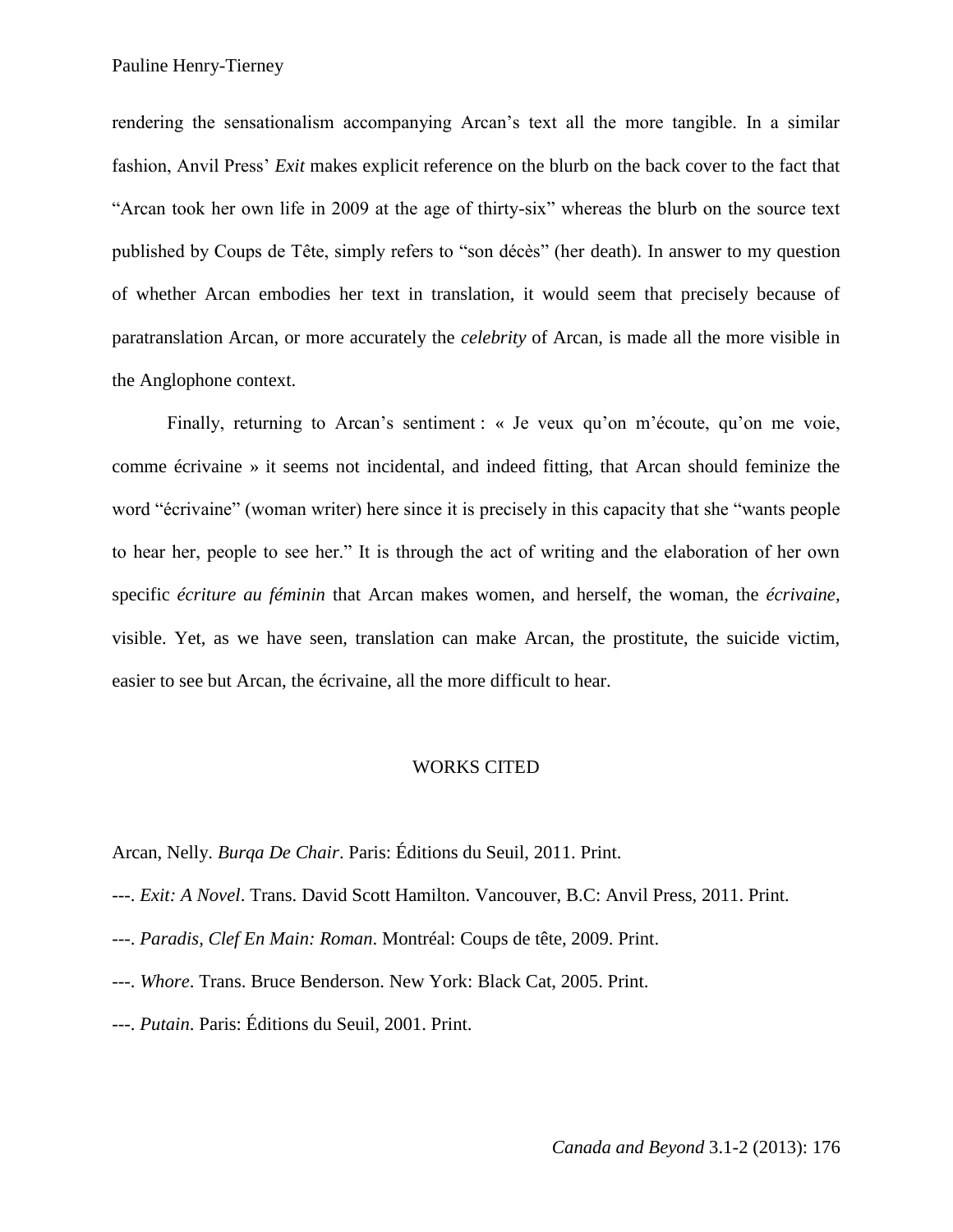rendering the sensationalism accompanying Arcan's text all the more tangible. In a similar fashion, Anvil Press' *Exit* makes explicit reference on the blurb on the back cover to the fact that "Arcan took her own life in 2009 at the age of thirty-six" whereas the blurb on the source text published by Coups de Tête, simply refers to "son décès" (her death). In answer to my question of whether Arcan embodies her text in translation, it would seem that precisely because of paratranslation Arcan, or more accurately the *celebrity* of Arcan, is made all the more visible in the Anglophone context.

Finally, returning to Arcan's sentiment : « Je veux qu'on m'écoute, qu'on me voie, comme écrivaine » it seems not incidental, and indeed fitting, that Arcan should feminize the word "écrivaine" (woman writer) here since it is precisely in this capacity that she "wants people to hear her, people to see her." It is through the act of writing and the elaboration of her own specific *écriture au féminin* that Arcan makes women, and herself, the woman, the *écrivaine*, visible. Yet, as we have seen, translation can make Arcan, the prostitute, the suicide victim, easier to see but Arcan, the écrivaine, all the more difficult to hear.

## WORKS CITED

Arcan, Nelly. *Burqa De Chair*. Paris: Éditions du Seuil, 2011. Print.

---. *Exit: A Novel*. Trans. David Scott Hamilton. Vancouver, B.C: Anvil Press, 2011. Print.

---. *Paradis, Clef En Main: Roman*. Montréal: Coups de tête, 2009. Print.

---. *Whore*. Trans. Bruce Benderson. New York: Black Cat, 2005. Print.

---. *Putain*. Paris: Éditions du Seuil, 2001. Print.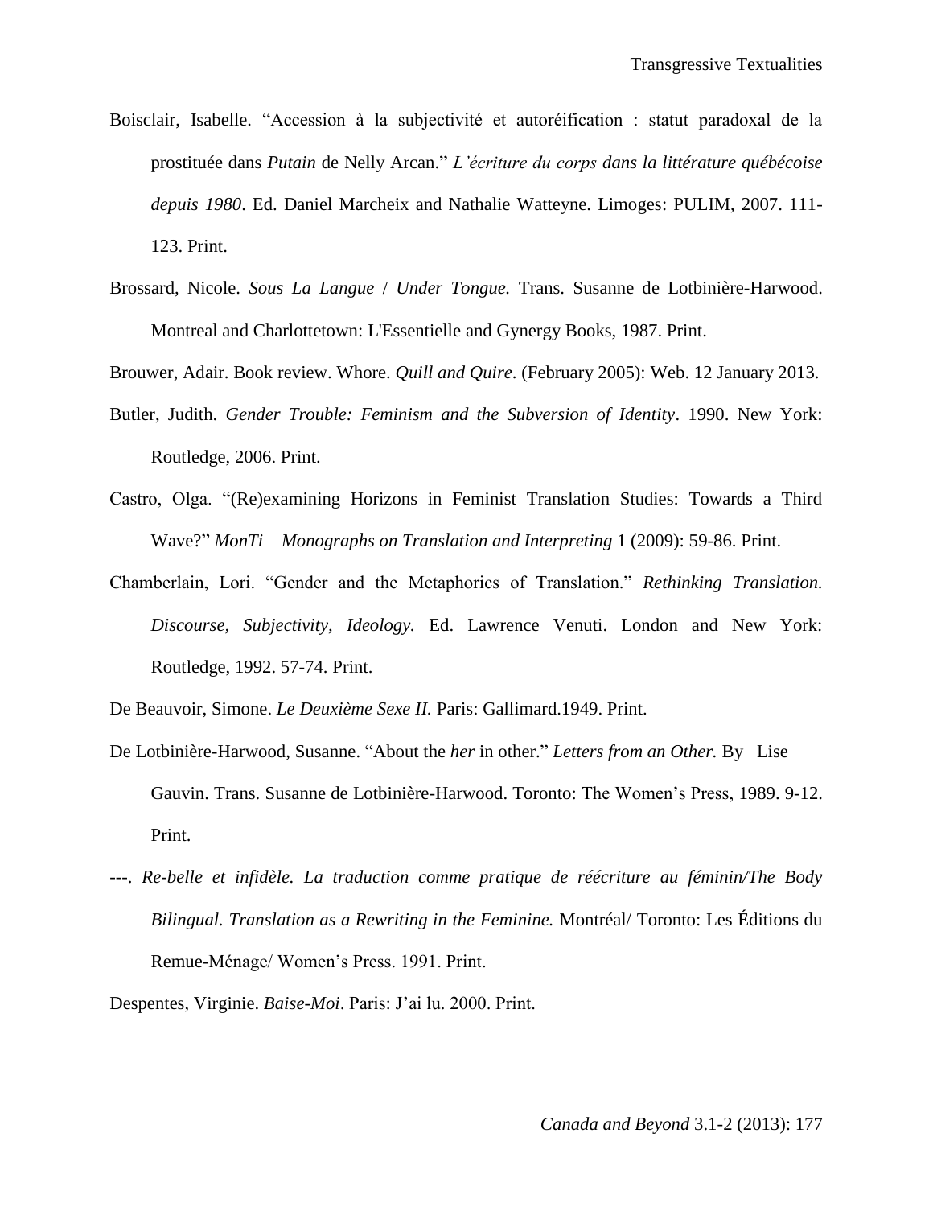Boisclair, Isabelle. "Accession à la subjectivité et autoréification : statut paradoxal de la prostituée dans *Putain* de Nelly Arcan." *L'écriture du corps dans la littérature québécoise depuis 1980*. Ed. Daniel Marcheix and Nathalie Watteyne. Limoges: PULIM, 2007. 111-123. Print.

Brossard, Nicole. *Sous La Langue* / *Under Tongue.* Trans. Susanne de Lotbinière-Harwood. Montreal and Charlottetown: L'Essentielle and Gynergy Books, 1987. Print.

Brouwer, Adair. Book review. Whore. *Quill and Quire*. (February 2005): Web. 12 January 2013.

Butler, Judith. *Gender Trouble: Feminism and the Subversion of Identity*. 1990. New York: Routledge, 2006. Print.

Castro, Olga. "(Re)examining Horizons in Feminist Translation Studies: Towards a Third Wave?" *MonTi – Monographs on Translation and Interpreting* 1 (2009): 59-86. Print.

Chamberlain, Lori. "Gender and the Metaphorics of Translation." *Rethinking Translation. Discourse, Subjectivity, Ideology.* Ed. Lawrence Venuti. London and New York: Routledge, 1992. 57-74. Print.

De Beauvoir, Simone. *Le Deuxième Sexe II.* Paris: Gallimard.1949. Print.

De Lotbinière-Harwood, Susanne. "About the *her* in other." *Letters from an Other.* By Lise Gauvin. Trans. Susanne de Lotbinière-Harwood. Toronto: The Women's Press, 1989. 9-12. Print.

---. *Re-belle et infidèle. La traduction comme pratique de réécriture au féminin/The Body Bilingual. Translation as a Rewriting in the Feminine.* Montréal/ Toronto: Les Éditions du Remue-Ménage/ Women's Press. 1991. Print.

Despentes, Virginie. *Baise-Moi*. Paris: J'ai lu. 2000. Print.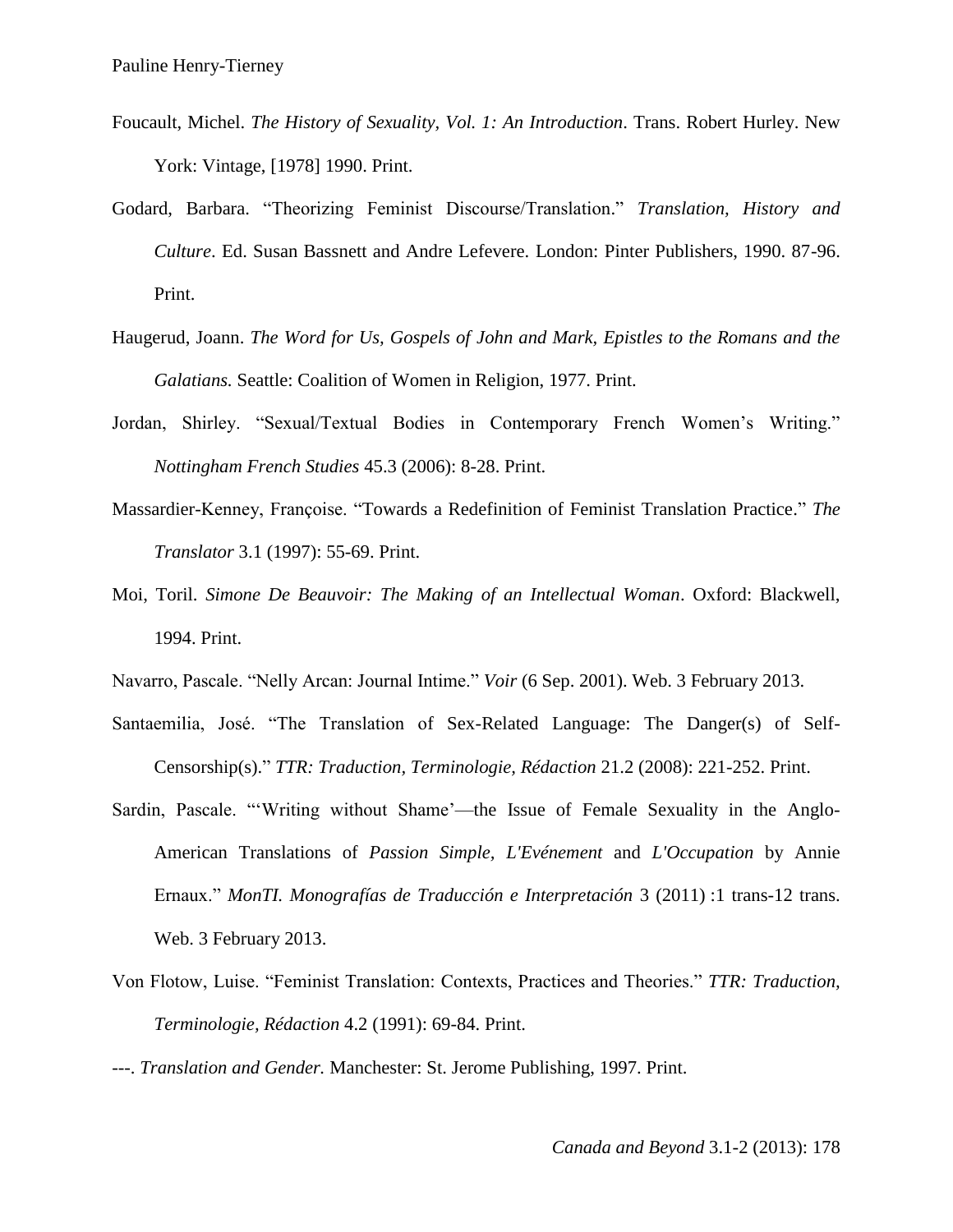Foucault, Michel. *The History of Sexuality, Vol. 1: An Introduction*. Trans. Robert Hurley. New York: Vintage, [1978] 1990. Print.

Godard, Barbara. "Theorizing Feminist Discourse/Translation." *Translation, History and Culture*. Ed. Susan Bassnett and Andre Lefevere. London: Pinter Publishers, 1990. 87-96. Print.

Haugerud, Joann. *The Word for Us, Gospels of John and Mark, Epistles to the Romans and the Galatians.* Seattle: Coalition of Women in Religion, 1977. Print.

Jordan, Shirley. "Sexual/Textual Bodies in Contemporary French Women's Writing." *Nottingham French Studies* 45.3 (2006): 8-28. Print.

Massardier-Kenney, Françoise. "Towards a Redefinition of Feminist Translation Practice." *The Translator* 3.1 (1997): 55-69. Print.

Moi, Toril. *Simone De Beauvoir: The Making of an Intellectual Woman*. Oxford: Blackwell, 1994. Print.

Navarro, Pascale. "Nelly Arcan: Journal Intime." *Voir* (6 Sep. 2001). Web. 3 February 2013.

Santaemilia, José. "The Translation of Sex-Related Language: The Danger(s) of Self-Censorship(s)." *TTR: Traduction, Terminologie, Rédaction* 21.2 (2008): 221-252. Print.

Sardin, Pascale. "'Writing without Shame'—the Issue of Female Sexuality in the Anglo-American Translations of *Passion Simple, L'Evénement* and *L'Occupation* by Annie Ernaux." *MonTI. Monografías de Traducción e Interpretación* 3 (2011) :1 trans-12 trans. Web. 3 February 2013.

Von Flotow, Luise. "Feminist Translation: Contexts, Practices and Theories." *TTR: Traduction, Terminologie, Rédaction* 4.2 (1991): 69-84. Print.

---. *Translation and Gender.* Manchester: St. Jerome Publishing, 1997. Print.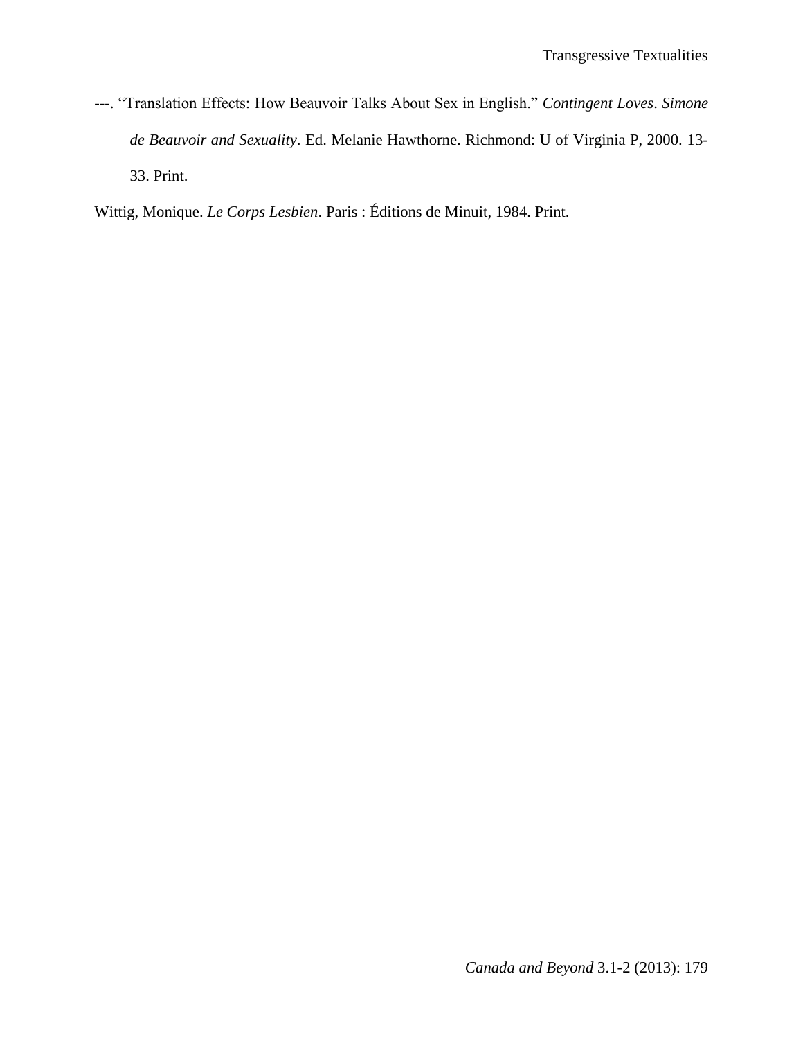---. "Translation Effects: How Beauvoir Talks About Sex in English." *Contingent Loves*. *Simone de Beauvoir and Sexuality*. Ed. Melanie Hawthorne. Richmond: U of Virginia P, 2000. 13-33. Print.

Wittig, Monique. *Le Corps Lesbien*. Paris : Éditions de Minuit, 1984. Print.